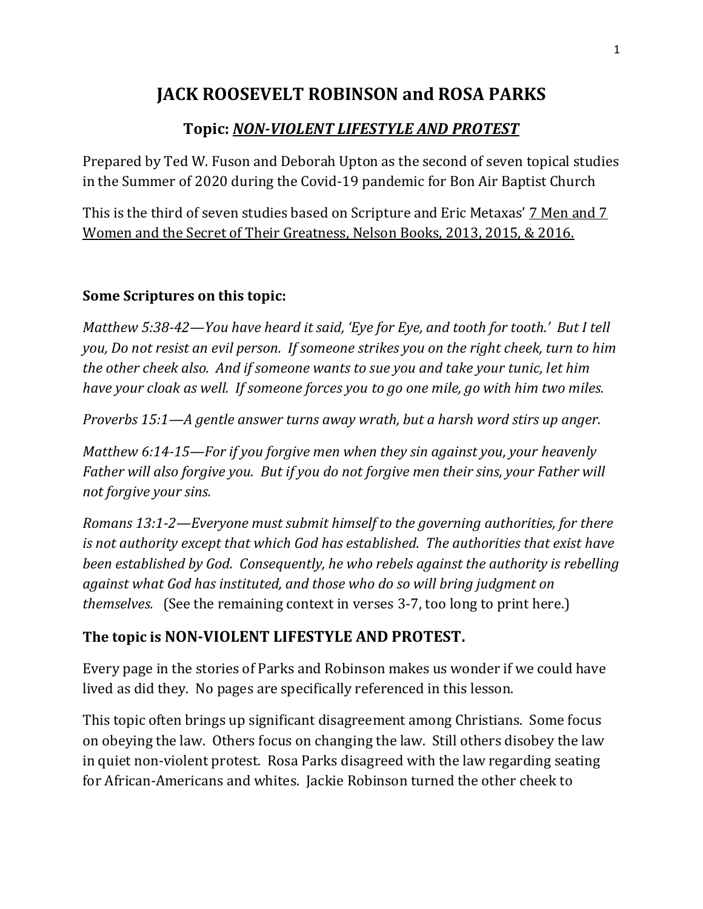# JACK ROOSEVELT ROBINSON and ROSA PARKS

## Topic: *NON-VIOLENT LIFESTYLE AND PROTEST*

Prepared by Ted W. Fuson and Deborah Upton as the second of seven topical studies in the Summer of 2020 during the Covid-19 pandemic for Bon Air Baptist Church

This is the third of seven studies based on Scripture and Eric Metaxas' 7 Men and 7 Women and the Secret of Their Greatness, Nelson Books, 2013, 2015, & 2016.

### Some Scriptures on this topic:

*Matthew 5:38-42—You have heard it said, 'Eye for Eye, and tooth for tooth.' But I tell you, Do not resist an evil person. If someone strikes you on the right cheek, turn to him the other cheek also. And if someone wants to sue you and take your tunic, let him have your cloak as well. If someone forces you to go one mile, go with him two miles.*

*Proverbs 15:1—A gentle answer turns away wrath, but a harsh word stirs up anger.*

*Matthew 6:14-15—For if you forgive men when they sin against you, your heavenly Father will also forgive you. But if you do not forgive men their sins, your Father will not forgive your sins.*

*Romans 13:1-2—Everyone must submit himself to the governing authorities, for there is not authority except that which God has established. The authorities that exist have been established by God. Consequently, he who rebels against the authority is rebelling against what God has instituted, and those who do so will bring judgment on themselves.* (See the remaining context in verses 3-7, too long to print here.)

### The topic is NON-VIOLENT LIFESTYLE AND PROTEST.

Every page in the stories of Parks and Robinson makes us wonder if we could have lived as did they. No pages are specifically referenced in this lesson.

This topic often brings up significant disagreement among Christians. Some focus on obeying the law. Others focus on changing the law. Still others disobey the law in quiet non-violent protest. Rosa Parks disagreed with the law regarding seating for African-Americans and whites. Jackie Robinson turned the other cheek to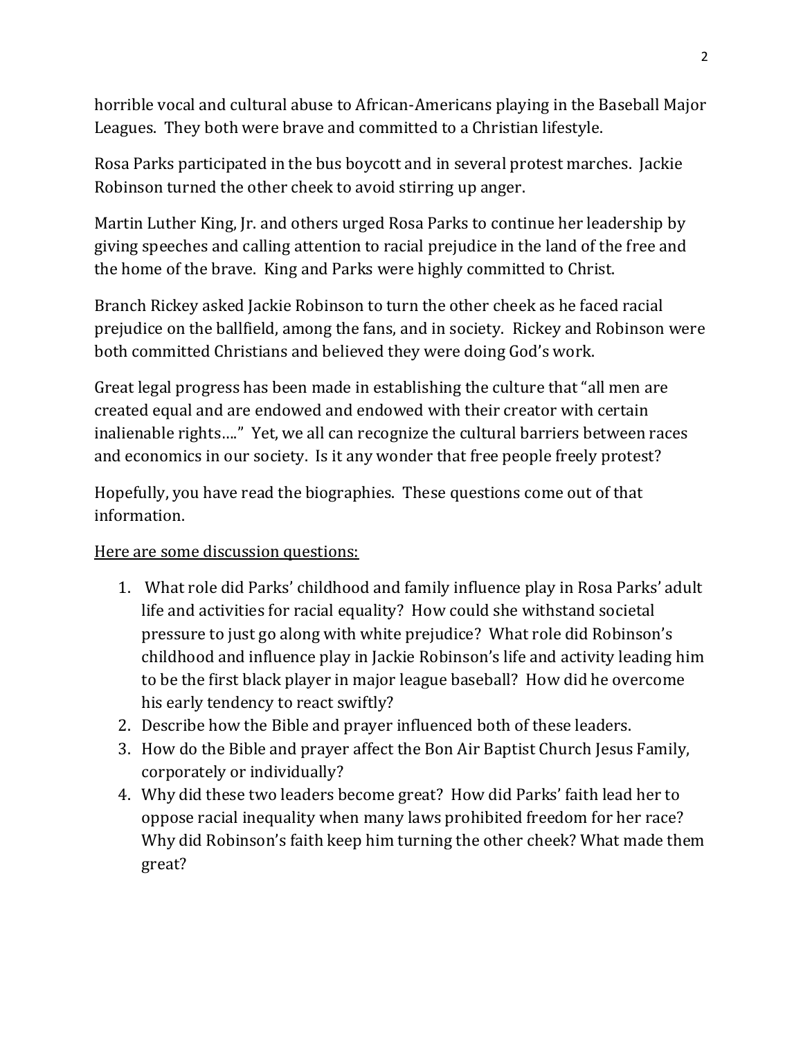horrible vocal and cultural abuse to African-Americans playing in the Baseball Major Leagues. They both were brave and committed to a Christian lifestyle.

Rosa Parks participated in the bus boycott and in several protest marches. Jackie Robinson turned the other cheek to avoid stirring up anger.

Martin Luther King, Jr. and others urged Rosa Parks to continue her leadership by giving speeches and calling attention to racial prejudice in the land of the free and the home of the brave. King and Parks were highly committed to Christ.

Branch Rickey asked Jackie Robinson to turn the other cheek as he faced racial prejudice on the ballfield, among the fans, and in society. Rickey and Robinson were both committed Christians and believed they were doing God's work.

Great legal progress has been made in establishing the culture that "all men are created equal and are endowed and endowed with their creator with certain inalienable rights…." Yet, we all can recognize the cultural barriers between races and economics in our society. Is it any wonder that free people freely protest?

Hopefully, you have read the biographies. These questions come out of that information.

<u>Here are some discussion questions:</u>

1. What role did Parks' childhood and family influence play in Rosa Parks' adult life and activities for racial equality? How could she withstand societal pressure to just go along with white prejudice? What role did Robinson's childhood and influence play in Jackie Robinson's life and activity leading him to be the first black player in major league baseball? How did he overcome his early tendency to react swiftly?
2. Describe how the Bible and prayer influenced both of these leaders.
3. How do the Bible and prayer affect the Bon Air Baptist Church Jesus Family, corporately or individually?
4. Why did these two leaders become great? How did Parks' faith lead her to oppose racial inequality when many laws prohibited freedom for her race? Why did Robinson's faith keep him turning the other cheek? What made them great?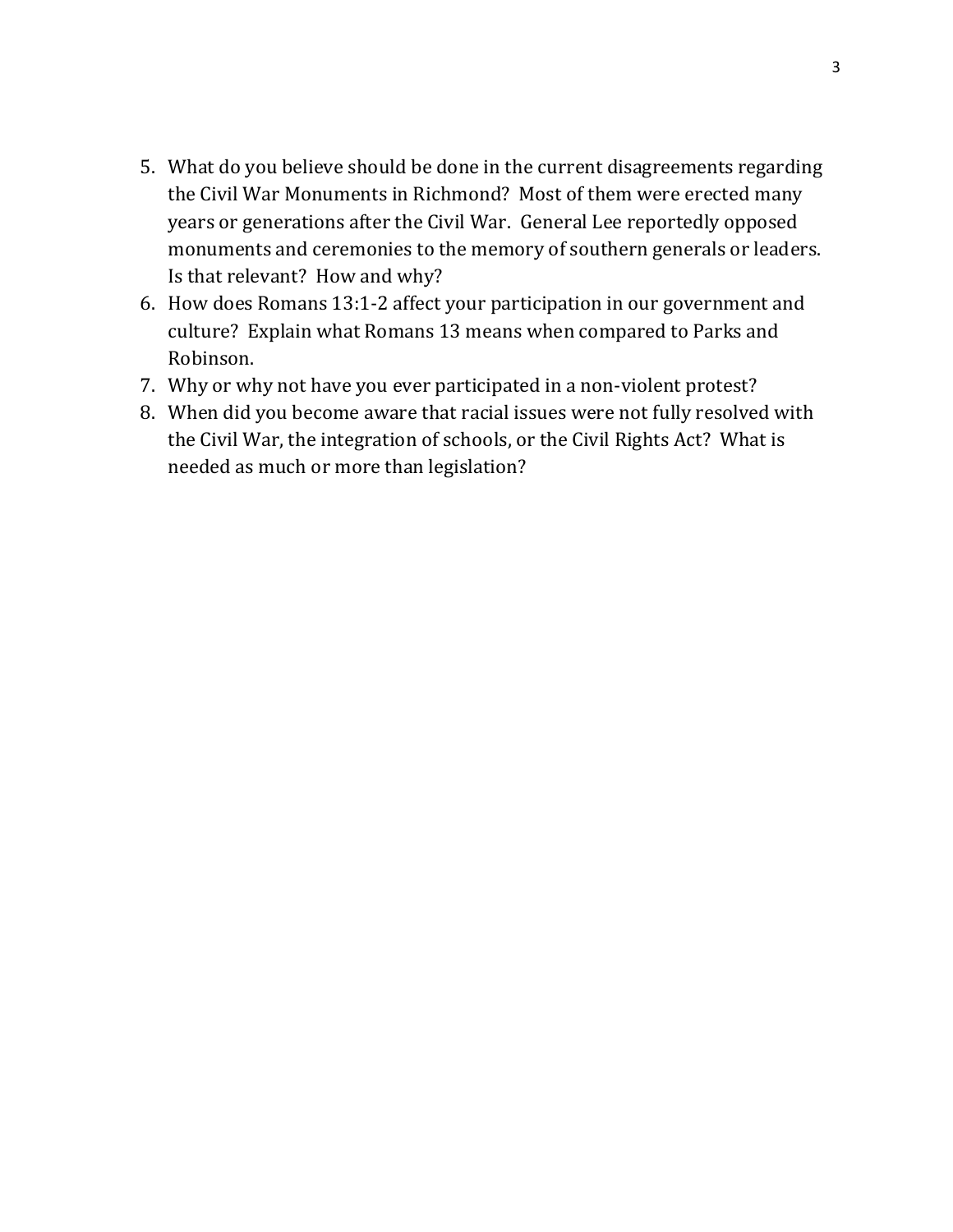5. What do you believe should be done in the current disagreements regarding the Civil War Monuments in Richmond? Most of them were erected many years or generations after the Civil War. General Lee reportedly opposed monuments and ceremonies to the memory of southern generals or leaders. Is that relevant? How and why?
6. How does Romans 13:1-2 affect your participation in our government and culture? Explain what Romans 13 means when compared to Parks and Robinson.
7. Why or why not have you ever participated in a non-violent protest?
8. When did you become aware that racial issues were not fully resolved with the Civil War, the integration of schools, or the Civil Rights Act? What is needed as much or more than legislation?